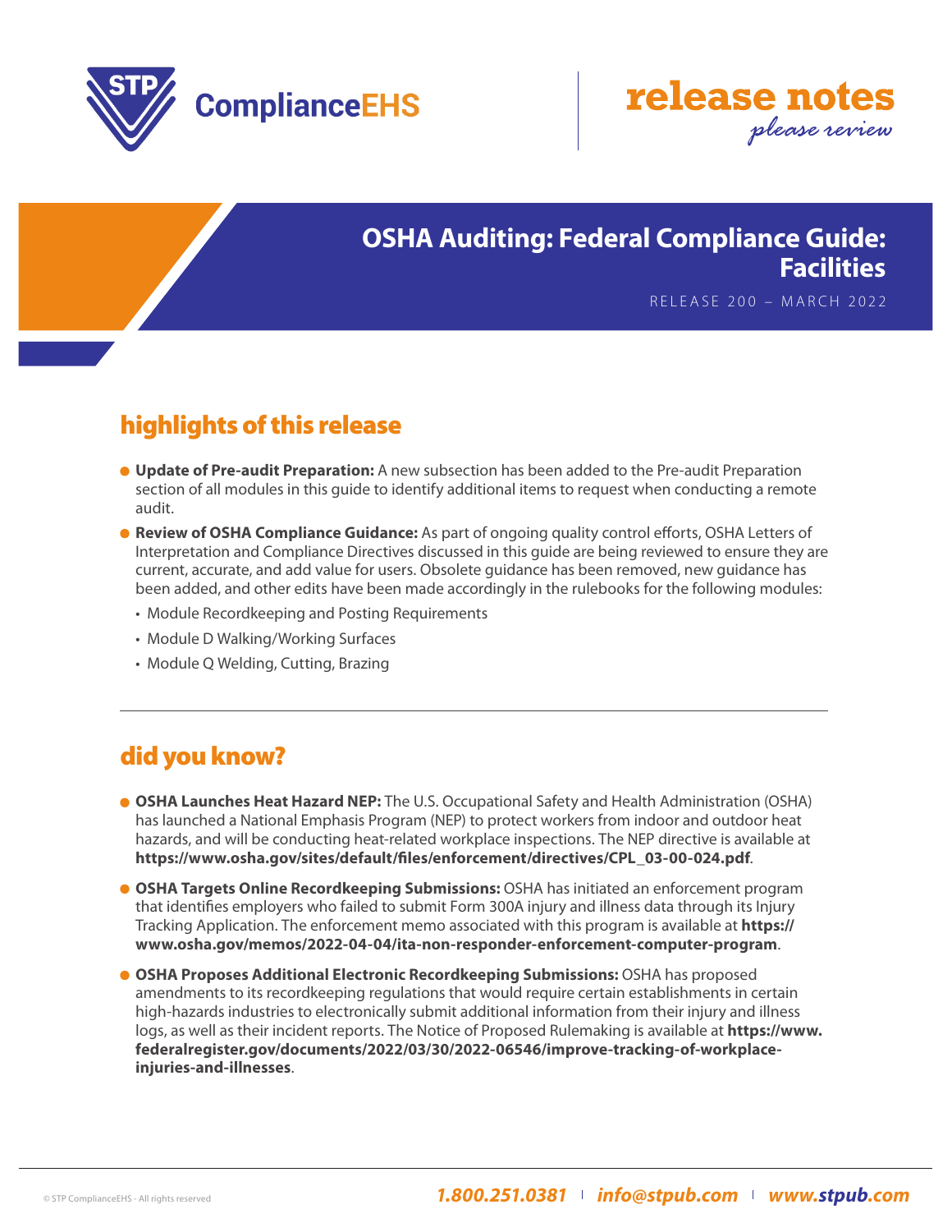STP ComplianceEHS

**release notes**
*please review*

# OSHA Auditing: Federal Compliance Guide: Facilities

RELEASE 200 – MARCH 2022

## highlights of this release

- **Update of Pre-audit Preparation:** A new subsection has been added to the Pre-audit Preparation section of all modules in this guide to identify additional items to request when conducting a remote audit.
- **Review of OSHA Compliance Guidance:** As part of ongoing quality control efforts, OSHA Letters of Interpretation and Compliance Directives discussed in this guide are being reviewed to ensure they are current, accurate, and add value for users. Obsolete guidance has been removed, new guidance has been added, and other edits have been made accordingly in the rulebooks for the following modules:
  - Module Recordkeeping and Posting Requirements
  - Module D Walking/Working Surfaces
  - Module Q Welding, Cutting, Brazing

---

## did you know?

- **OSHA Launches Heat Hazard NEP:** The U.S. Occupational Safety and Health Administration (OSHA) has launched a National Emphasis Program (NEP) to protect workers from indoor and outdoor heat hazards, and will be conducting heat-related workplace inspections. The NEP directive is available at **https://www.osha.gov/sites/default/files/enforcement/directives/CPL_03-00-024.pdf**.
- **OSHA Targets Online Recordkeeping Submissions:** OSHA has initiated an enforcement program that identifies employers who failed to submit Form 300A injury and illness data through its Injury Tracking Application. The enforcement memo associated with this program is available at **https://www.osha.gov/memos/2022-04-04/ita-non-responder-enforcement-computer-program**.
- **OSHA Proposes Additional Electronic Recordkeeping Submissions:** OSHA has proposed amendments to its recordkeeping regulations that would require certain establishments in certain high-hazards industries to electronically submit additional information from their injury and illness logs, as well as their incident reports. The Notice of Proposed Rulemaking is available at **https://www.federalregister.gov/documents/2022/03/30/2022-06546/improve-tracking-of-workplace-injuries-and-illnesses**.

© STP ComplianceEHS - All rights reserved

*1.800.251.0381 | info@stpub.com | www.stpub.com*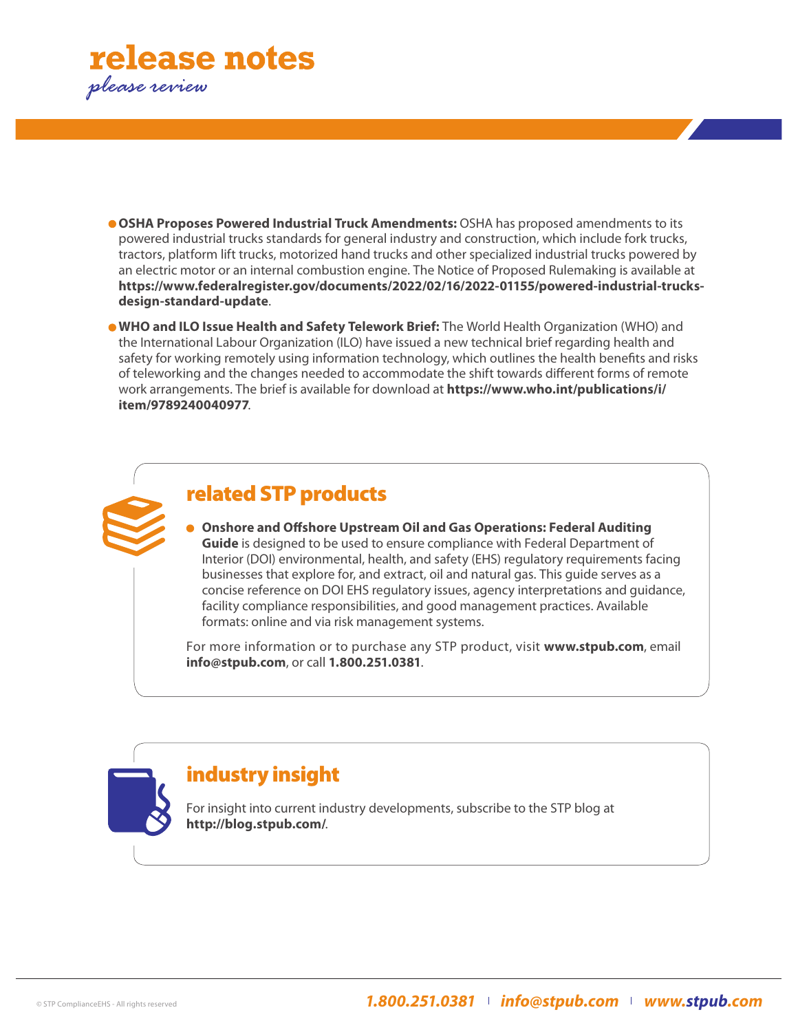# release notes

*please review*

- **OSHA Proposes Powered Industrial Truck Amendments:** OSHA has proposed amendments to its powered industrial trucks standards for general industry and construction, which include fork trucks, tractors, platform lift trucks, motorized hand trucks and other specialized industrial trucks powered by an electric motor or an internal combustion engine. The Notice of Proposed Rulemaking is available at **https://www.federalregister.gov/documents/2022/02/16/2022-01155/powered-industrial-trucks-design-standard-update**.

- **WHO and ILO Issue Health and Safety Telework Brief:** The World Health Organization (WHO) and the International Labour Organization (ILO) have issued a new technical brief regarding health and safety for working remotely using information technology, which outlines the health benefits and risks of teleworking and the changes needed to accommodate the shift towards different forms of remote work arrangements. The brief is available for download at **https://www.who.int/publications/i/item/9789240040977**.

## related STP products

- **Onshore and Offshore Upstream Oil and Gas Operations: Federal Auditing Guide** is designed to be used to ensure compliance with Federal Department of Interior (DOI) environmental, health, and safety (EHS) regulatory requirements facing businesses that explore for, and extract, oil and natural gas. This guide serves as a concise reference on DOI EHS regulatory issues, agency interpretations and guidance, facility compliance responsibilities, and good management practices. Available formats: online and via risk management systems.

For more information or to purchase any STP product, visit **www.stpub.com**, email **info@stpub.com**, or call **1.800.251.0381**.

## industry insight

For insight into current industry developments, subscribe to the STP blog at **http://blog.stpub.com/**.